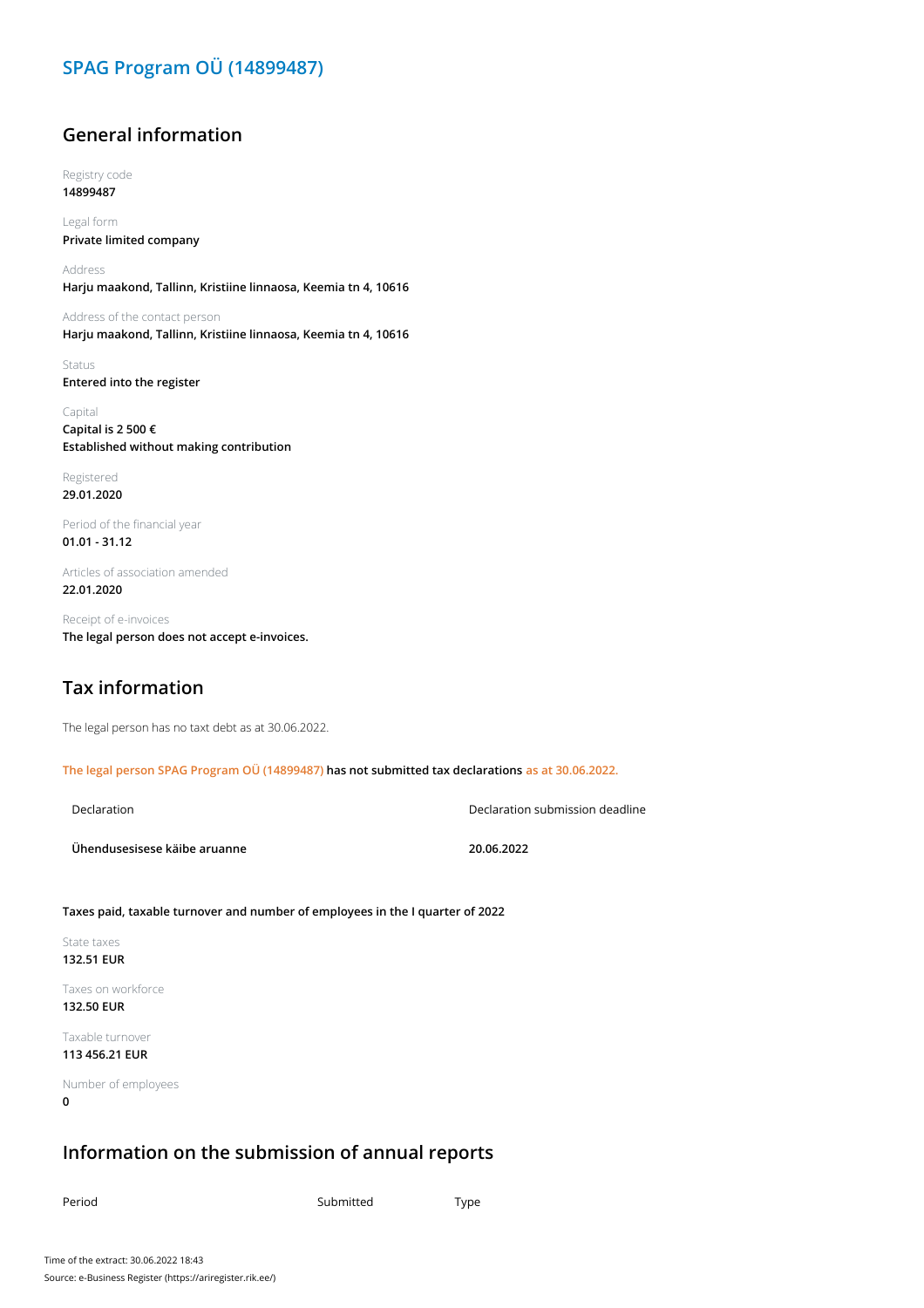# SPAG Program OÜ (14899487)

## General information

Registry code
**14899487**

Legal form
**Private limited company**

Address
**Harju maakond, Tallinn, Kristiine linnaosa, Keemia tn 4, 10616**

Address of the contact person
**Harju maakond, Tallinn, Kristiine linnaosa, Keemia tn 4, 10616**

Status
**Entered into the register**

Capital
**Capital is 2 500 €**
**Established without making contribution**

Registered
**29.01.2020**

Period of the financial year
**01.01 - 31.12**

Articles of association amended
**22.01.2020**

Receipt of e-invoices
**The legal person does not accept e-invoices.**

## Tax information

The legal person has no taxt debt as at 30.06.2022.

**The legal person SPAG Program OÜ (14899487) has not submitted tax declarations as at 30.06.2022.**

| Declaration | Declaration submission deadline |
|---|---|
| **Ühendusesisese käibe aruanne** | **20.06.2022** |

**Taxes paid, taxable turnover and number of employees in the I quarter of 2022**

State taxes
**132.51 EUR**

Taxes on workforce
**132.50 EUR**

Taxable turnover
**113 456.21 EUR**

Number of employees
**0**

## Information on the submission of annual reports

| Period | Submitted | Type |
|---|---|---|

Time of the extract: 30.06.2022 18:43
Source: e-Business Register (https://ariregister.rik.ee/)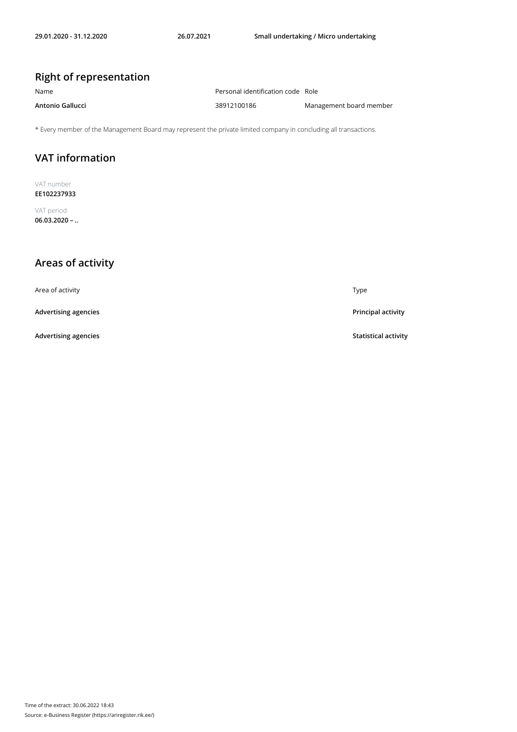| | | |
|---|---|---|
| **29.01.2020 - 31.12.2020** | **26.07.2021** | **Small undertaking / Micro undertaking** |

## Right of representation

| Name | Personal identification code | Role |
|---|---|---|
| **Antonio Gallucci** | 38912100186 | Management board member |

* Every member of the Management Board may represent the private limited company in concluding all transactions.

## VAT information

VAT number
**EE102237933**

VAT period
**06.03.2020 – ..**

## Areas of activity

| Area of activity | Type |
|---|---|
| **Advertising agencies** | **Principal activity** |
| **Advertising agencies** | **Statistical activity** |

Time of the extract: 30.06.2022 18:43
Source: e-Business Register (https://ariregister.rik.ee/)